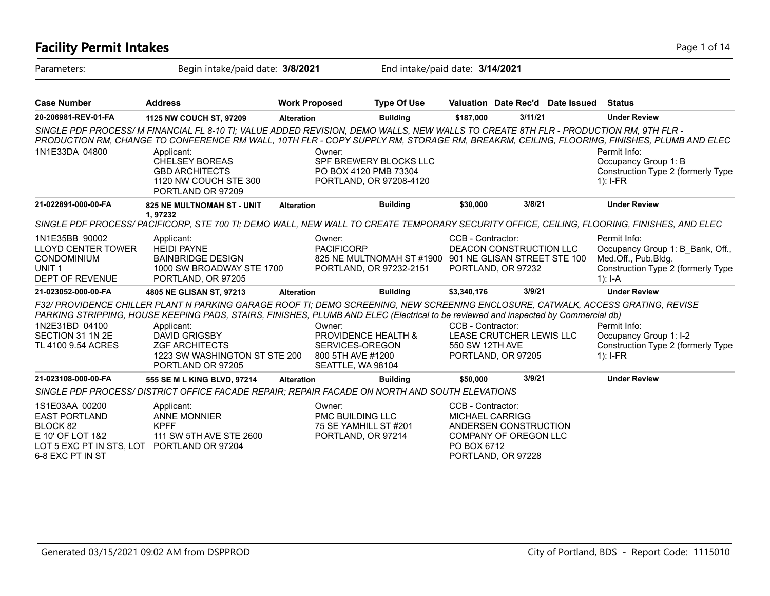# Facility Permit Intakes

Parameters: Begin intake/paid date: **3/8/2021** End intake/paid date: **3/14/2021**

| Case Number | Address | Work Proposed | Type Of Use | Valuation | Date Rec'd | Date Issued | Status |
|---|---|---|---|---|---|---|---|
| **20-206981-REV-01-FA** | **1125 NW COUCH ST, 97209** | **Alteration** | **Building** | **$187,000** | **3/11/21** | | **Under Review** |

*SINGLE PDF PROCESS/ M FINANCIAL FL 8-10 TI; VALUE ADDED REVISION, DEMO WALLS, NEW WALLS TO CREATE 8TH FLR - PRODUCTION RM, 9TH FLR - PRODUCTION RM, CHANGE TO CONFERENCE RM WALL, 10TH FLR - COPY SUPPLY RM, STORAGE RM, BREAKRM, CEILING, FLOORING, FINISHES, PLUMB AND ELEC*

1N1E33DA 04800

Applicant:
CHELSEY BOREAS
GBD ARCHITECTS
1120 NW COUCH STE 300
PORTLAND OR 97209

Owner:
SPF BREWERY BLOCKS LLC
PO BOX 4120 PMB 73304
PORTLAND, OR 97208-4120

Permit Info:
Occupancy Group 1: B
Construction Type 2 (formerly Type 1): I-FR

---

| Case Number | Address | Work Proposed | Type Of Use | Valuation | Date Rec'd | Date Issued | Status |
|---|---|---|---|---|---|---|---|
| **21-022891-000-00-FA** | **825 NE MULTNOMAH ST - UNIT 1, 97232** | **Alteration** | **Building** | **$30,000** | **3/8/21** | | **Under Review** |

*SINGLE PDF PROCESS/ PACIFICORP, STE 700 TI; DEMO WALL, NEW WALL TO CREATE TEMPORARY SECURITY OFFICE, CEILING, FLOORING, FINISHES, AND ELEC*

1N1E35BB 90002
LLOYD CENTER TOWER CONDOMINIUM
UNIT 1
DEPT OF REVENUE

Applicant:
HEIDI PAYNE
BAINBRIDGE DESIGN
1000 SW BROADWAY STE 1700
PORTLAND, OR 97205

Owner:
PACIFICORP
825 NE MULTNOMAH ST #1900
PORTLAND, OR 97232-2151

CCB - Contractor:
DEACON CONSTRUCTION LLC
901 NE GLISAN STREET STE 100
PORTLAND, OR 97232

Permit Info:
Occupancy Group 1: B_Bank, Off., Med.Off., Pub.Bldg.
Construction Type 2 (formerly Type 1): I-A

---

| Case Number | Address | Work Proposed | Type Of Use | Valuation | Date Rec'd | Date Issued | Status |
|---|---|---|---|---|---|---|---|
| **21-023052-000-00-FA** | **4805 NE GLISAN ST, 97213** | **Alteration** | **Building** | **$3,340,176** | **3/9/21** | | **Under Review** |

*F32/ PROVIDENCE CHILLER PLANT N PARKING GARAGE ROOF TI; DEMO SCREENING, NEW SCREENING ENCLOSURE, CATWALK, ACCESS GRATING, REVISE PARKING STRIPPING, HOUSE KEEPING PADS, STAIRS, FINISHES, PLUMB AND ELEC (Electrical to be reviewed and inspected by Commercial db)*

1N2E31BD 04100
SECTION 31 1N 2E
TL 4100 9.54 ACRES

Applicant:
DAVID GRIGSBY
ZGF ARCHITECTS
1223 SW WASHINGTON ST STE 200
PORTLAND OR 97205

Owner:
PROVIDENCE HEALTH & SERVICES-OREGON
800 5TH AVE #1200
SEATTLE, WA 98104

CCB - Contractor:
LEASE CRUTCHER LEWIS LLC
550 SW 12TH AVE
PORTLAND, OR 97205

Permit Info:
Occupancy Group 1: I-2
Construction Type 2 (formerly Type 1): I-FR

---

| Case Number | Address | Work Proposed | Type Of Use | Valuation | Date Rec'd | Date Issued | Status |
|---|---|---|---|---|---|---|---|
| **21-023108-000-00-FA** | **555 SE M L KING BLVD, 97214** | **Alteration** | **Building** | **$50,000** | **3/9/21** | | **Under Review** |

*SINGLE PDF PROCESS/ DISTRICT OFFICE FACADE REPAIR; REPAIR FACADE ON NORTH AND SOUTH ELEVATIONS*

1S1E03AA 00200
EAST PORTLAND
BLOCK 82
E 10' OF LOT 1&2
LOT 5 EXC PT IN STS, LOT 6-8 EXC PT IN ST

Applicant:
ANNE MONNIER
KPFF
111 SW 5TH AVE STE 2600
PORTLAND OR 97204

Owner:
PMC BUILDING LLC
75 SE YAMHILL ST #201
PORTLAND, OR 97214

CCB - Contractor:
MICHAEL CARRIGG
ANDERSEN CONSTRUCTION COMPANY OF OREGON LLC
PO BOX 6712
PORTLAND, OR 97228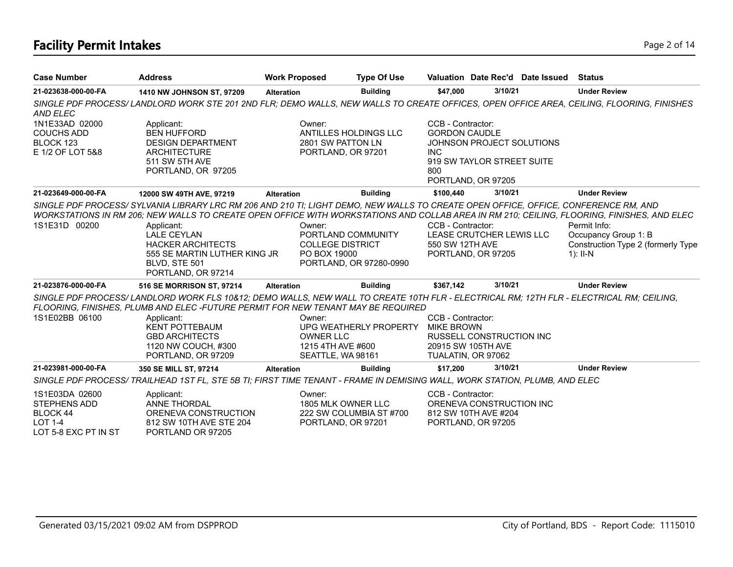# Facility Permit Intakes

| Case Number | Address | Work Proposed | Type Of Use | Valuation | Date Rec'd | Date Issued | Status |
|---|---|---|---|---|---|---|---|
| **21-023638-000-00-FA** | **1410 NW JOHNSON ST, 97209** | **Alteration** | **Building** | **$47,000** | **3/10/21** | | **Under Review** |

*SINGLE PDF PROCESS/ LANDLORD WORK STE 201 2ND FLR; DEMO WALLS, NEW WALLS TO CREATE OFFICES, OPEN OFFICE AREA, CEILING, FLOORING, FINISHES AND ELEC*

1N1E33AD 02000
COUCHS ADD
BLOCK 123
E 1/2 OF LOT 5&8

Applicant:
BEN HUFFORD
DESIGN DEPARTMENT
ARCHITECTURE
511 SW 5TH AVE
PORTLAND, OR 97205

Owner:
ANTILLES HOLDINGS LLC
2801 SW PATTON LN
PORTLAND, OR 97201

CCB - Contractor:
GORDON CAUDLE
JOHNSON PROJECT SOLUTIONS INC
919 SW TAYLOR STREET SUITE 800
PORTLAND, OR 97205

| Case Number | Address | Work Proposed | Type Of Use | Valuation | Date Rec'd | Date Issued | Status |
|---|---|---|---|---|---|---|---|
| **21-023649-000-00-FA** | **12000 SW 49TH AVE, 97219** | **Alteration** | **Building** | **$100,440** | **3/10/21** | | **Under Review** |

*SINGLE PDF PROCESS/ SYLVANIA LIBRARY LRC RM 206 AND 210 TI; LIGHT DEMO, NEW WALLS TO CREATE OPEN OFFICE, OFFICE, CONFERENCE RM, AND WORKSTATIONS IN RM 206; NEW WALLS TO CREATE OPEN OFFICE WITH WORKSTATIONS AND COLLAB AREA IN RM 210; CEILING, FLOORING, FINISHES, AND ELEC*

1S1E31D 00200

Applicant:
LALE CEYLAN
HACKER ARCHITECTS
555 SE MARTIN LUTHER KING JR BLVD, STE 501
PORTLAND, OR 97214

Owner:
PORTLAND COMMUNITY COLLEGE DISTRICT
PO BOX 19000
PORTLAND, OR 97280-0990

CCB - Contractor:
LEASE CRUTCHER LEWIS LLC
550 SW 12TH AVE
PORTLAND, OR 97205

Permit Info:
Occupancy Group 1: B
Construction Type 2 (formerly Type 1): II-N

| Case Number | Address | Work Proposed | Type Of Use | Valuation | Date Rec'd | Date Issued | Status |
|---|---|---|---|---|---|---|---|
| **21-023876-000-00-FA** | **516 SE MORRISON ST, 97214** | **Alteration** | **Building** | **$367,142** | **3/10/21** | | **Under Review** |

*SINGLE PDF PROCESS/ LANDLORD WORK FLS 10&12; DEMO WALLS, NEW WALL TO CREATE 10TH FLR - ELECTRICAL RM; 12TH FLR - ELECTRICAL RM; CEILING, FLOORING, FINISHES, PLUMB AND ELEC -FUTURE PERMIT FOR NEW TENANT MAY BE REQUIRED*

1S1E02BB 06100

Applicant:
KENT POTTEBAUM
GBD ARCHITECTS
1120 NW COUCH, #300
PORTLAND, OR 97209

Owner:
UPG WEATHERLY PROPERTY OWNER LLC
1215 4TH AVE #600
SEATTLE, WA 98161

CCB - Contractor:
MIKE BROWN
RUSSELL CONSTRUCTION INC
20915 SW 105TH AVE
TUALATIN, OR 97062

| Case Number | Address | Work Proposed | Type Of Use | Valuation | Date Rec'd | Date Issued | Status |
|---|---|---|---|---|---|---|---|
| **21-023981-000-00-FA** | **350 SE MILL ST, 97214** | **Alteration** | **Building** | **$17,200** | **3/10/21** | | **Under Review** |

*SINGLE PDF PROCESS/ TRAILHEAD 1ST FL, STE 5B TI; FIRST TIME TENANT - FRAME IN DEMISING WALL, WORK STATION, PLUMB, AND ELEC*

1S1E03DA 02600
STEPHENS ADD
BLOCK 44
LOT 1-4
LOT 5-8 EXC PT IN ST

Applicant:
ANNE THORDAL
ORENEVA CONSTRUCTION
812 SW 10TH AVE STE 204
PORTLAND OR 97205

Owner:
1805 MLK OWNER LLC
222 SW COLUMBIA ST #700
PORTLAND, OR 97201

CCB - Contractor:
ORENEVA CONSTRUCTION INC
812 SW 10TH AVE #204
PORTLAND, OR 97205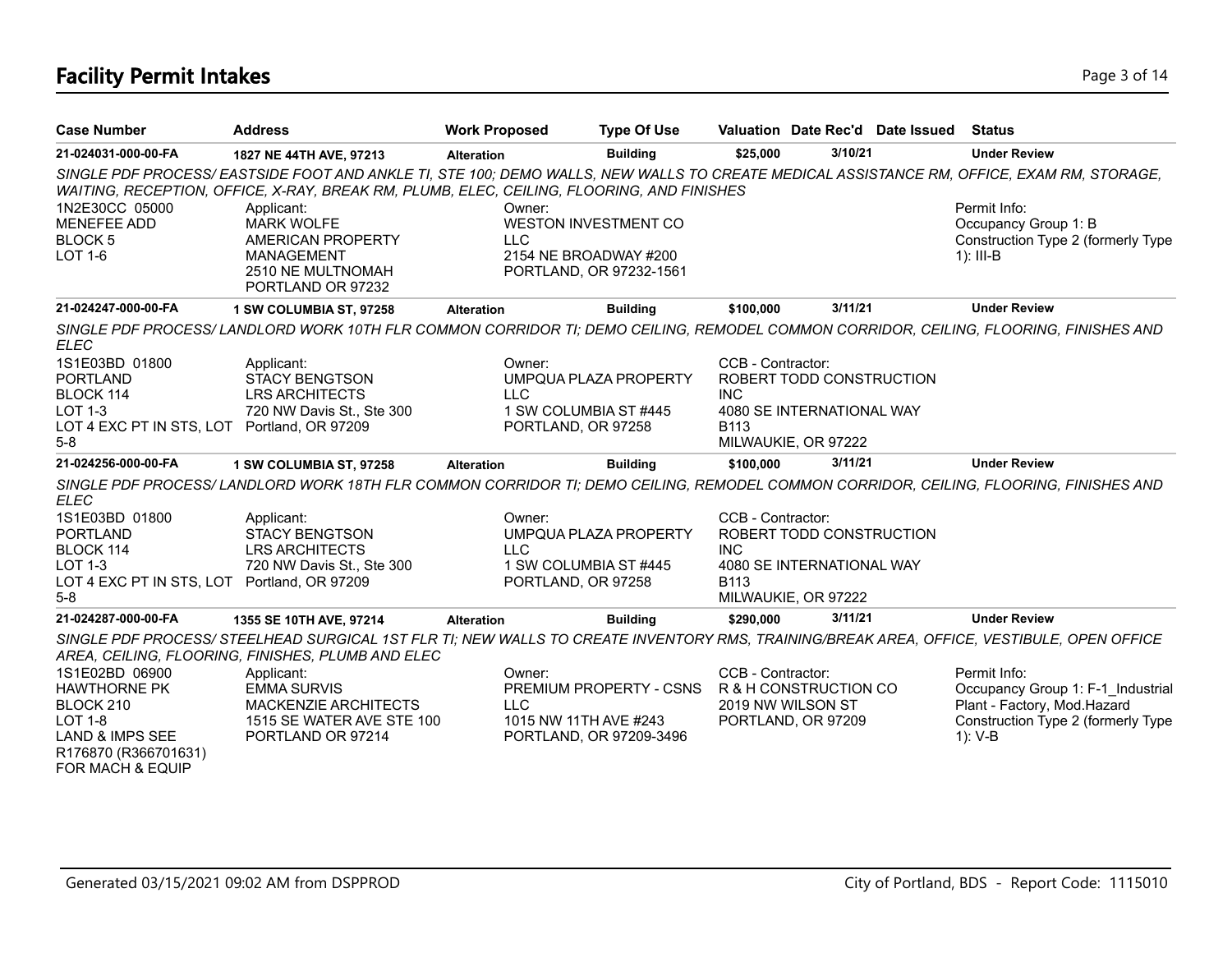# Facility Permit Intakes

| Case Number | Address | Work Proposed | Type Of Use | Valuation | Date Rec'd | Date Issued | Status |
|---|---|---|---|---|---|---|---|
| 21-024031-000-00-FA | 1827 NE 44TH AVE, 97213 | Alteration | Building | $25,000 | 3/10/21 | | Under Review |

*SINGLE PDF PROCESS/ EASTSIDE FOOT AND ANKLE TI, STE 100; DEMO WALLS, NEW WALLS TO CREATE MEDICAL ASSISTANCE RM, OFFICE, EXAM RM, STORAGE, WAITING, RECEPTION, OFFICE, X-RAY, BREAK RM, PLUMB, ELEC, CEILING, FLOORING, AND FINISHES*

1N2E30CC 05000
MENEFEE ADD
BLOCK 5
LOT 1-6

Applicant:
MARK WOLFE
AMERICAN PROPERTY MANAGEMENT
2510 NE MULTNOMAH
PORTLAND OR 97232

Owner:
WESTON INVESTMENT CO LLC
2154 NE BROADWAY #200
PORTLAND, OR 97232-1561

Permit Info:
Occupancy Group 1: B
Construction Type 2 (formerly Type 1): III-B

| Case Number | Address | Work Proposed | Type Of Use | Valuation | Date Rec'd | Date Issued | Status |
|---|---|---|---|---|---|---|---|
| 21-024247-000-00-FA | 1 SW COLUMBIA ST, 97258 | Alteration | Building | $100,000 | 3/11/21 | | Under Review |

*SINGLE PDF PROCESS/ LANDLORD WORK 10TH FLR COMMON CORRIDOR TI; DEMO CEILING, REMODEL COMMON CORRIDOR, CEILING, FLOORING, FINISHES AND ELEC*

1S1E03BD 01800
PORTLAND
BLOCK 114
LOT 1-3
LOT 4 EXC PT IN STS, LOT 5-8

Applicant:
STACY BENGTSON
LRS ARCHITECTS
720 NW Davis St., Ste 300
Portland, OR 97209

Owner:
UMPQUA PLAZA PROPERTY LLC
1 SW COLUMBIA ST #445
PORTLAND, OR 97258

CCB - Contractor:
ROBERT TODD CONSTRUCTION INC
4080 SE INTERNATIONAL WAY B113
MILWAUKIE, OR 97222

| Case Number | Address | Work Proposed | Type Of Use | Valuation | Date Rec'd | Date Issued | Status |
|---|---|---|---|---|---|---|---|
| 21-024256-000-00-FA | 1 SW COLUMBIA ST, 97258 | Alteration | Building | $100,000 | 3/11/21 | | Under Review |

*SINGLE PDF PROCESS/ LANDLORD WORK 18TH FLR COMMON CORRIDOR TI; DEMO CEILING, REMODEL COMMON CORRIDOR, CEILING, FLOORING, FINISHES AND ELEC*

1S1E03BD 01800
PORTLAND
BLOCK 114
LOT 1-3
LOT 4 EXC PT IN STS, LOT 5-8

Applicant:
STACY BENGTSON
LRS ARCHITECTS
720 NW Davis St., Ste 300
Portland, OR 97209

Owner:
UMPQUA PLAZA PROPERTY LLC
1 SW COLUMBIA ST #445
PORTLAND, OR 97258

CCB - Contractor:
ROBERT TODD CONSTRUCTION INC
4080 SE INTERNATIONAL WAY B113
MILWAUKIE, OR 97222

| Case Number | Address | Work Proposed | Type Of Use | Valuation | Date Rec'd | Date Issued | Status |
|---|---|---|---|---|---|---|---|
| 21-024287-000-00-FA | 1355 SE 10TH AVE, 97214 | Alteration | Building | $290,000 | 3/11/21 | | Under Review |

*SINGLE PDF PROCESS/ STEELHEAD SURGICAL 1ST FLR TI; NEW WALLS TO CREATE INVENTORY RMS, TRAINING/BREAK AREA, OFFICE, VESTIBULE, OPEN OFFICE AREA, CEILING, FLOORING, FINISHES, PLUMB AND ELEC*

1S1E02BD 06900
HAWTHORNE PK
BLOCK 210
LOT 1-8
LAND & IMPS SEE R176870 (R366701631) FOR MACH & EQUIP

Applicant:
EMMA SURVIS
MACKENZIE ARCHITECTS
1515 SE WATER AVE STE 100
PORTLAND OR 97214

Owner:
PREMIUM PROPERTY - CSNS LLC
1015 NW 11TH AVE #243
PORTLAND, OR 97209-3496

CCB - Contractor:
R & H CONSTRUCTION CO
2019 NW WILSON ST
PORTLAND, OR 97209

Permit Info:
Occupancy Group 1: F-1_Industrial Plant - Factory, Mod.Hazard
Construction Type 2 (formerly Type 1): V-B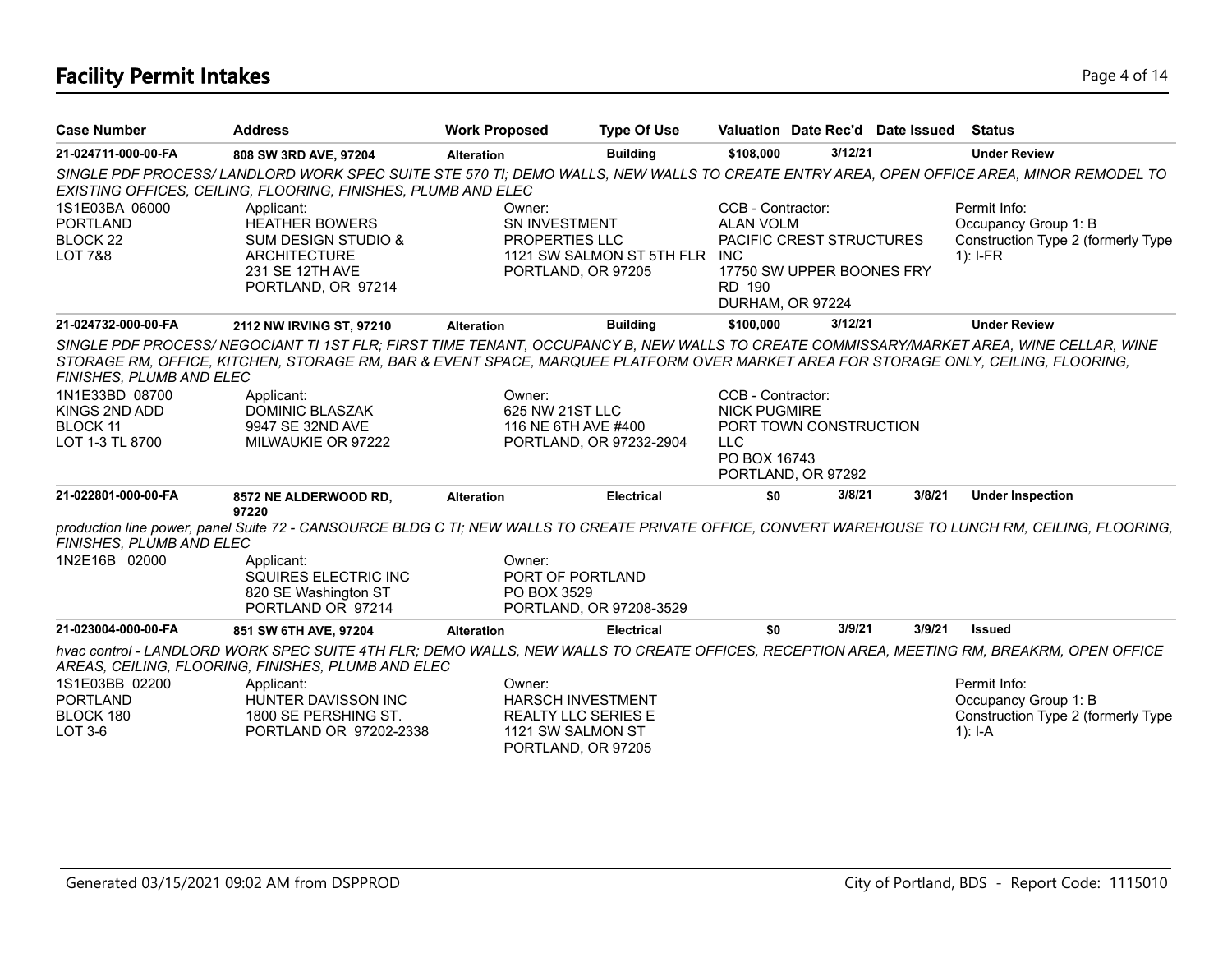# Facility Permit Intakes

| Case Number | Address | Work Proposed | Type Of Use | Valuation | Date Rec'd | Date Issued | Status |
|---|---|---|---|---|---|---|---|
| 21-024711-000-00-FA | 808 SW 3RD AVE, 97204 | Alteration | Building | $108,000 | 3/12/21 | | Under Review |

*SINGLE PDF PROCESS/ LANDLORD WORK SPEC SUITE STE 570 TI; DEMO WALLS, NEW WALLS TO CREATE ENTRY AREA, OPEN OFFICE AREA, MINOR REMODEL TO EXISTING OFFICES, CEILING, FLOORING, FINISHES, PLUMB AND ELEC*

1S1E03BA 06000
PORTLAND
BLOCK 22
LOT 7&8

Applicant:
HEATHER BOWERS
SUM DESIGN STUDIO & ARCHITECTURE
231 SE 12TH AVE
PORTLAND, OR 97214

Owner:
SN INVESTMENT PROPERTIES LLC
1121 SW SALMON ST 5TH FLR
PORTLAND, OR 97205

CCB - Contractor:
ALAN VOLM
PACIFIC CREST STRUCTURES INC
17750 SW UPPER BOONES FRY RD 190
DURHAM, OR 97224

Permit Info:
Occupancy Group 1: B
Construction Type 2 (formerly Type 1): I-FR

| Case Number | Address | Work Proposed | Type Of Use | Valuation | Date Rec'd | Date Issued | Status |
|---|---|---|---|---|---|---|---|
| 21-024732-000-00-FA | 2112 NW IRVING ST, 97210 | Alteration | Building | $100,000 | 3/12/21 | | Under Review |

*SINGLE PDF PROCESS/ NEGOCIANT TI 1ST FLR; FIRST TIME TENANT, OCCUPANCY B, NEW WALLS TO CREATE COMMISSARY/MARKET AREA, WINE CELLAR, WINE STORAGE RM, OFFICE, KITCHEN, STORAGE RM, BAR & EVENT SPACE, MARQUEE PLATFORM OVER MARKET AREA FOR STORAGE ONLY, CEILING, FLOORING, FINISHES, PLUMB AND ELEC*

1N1E33BD 08700
KINGS 2ND ADD
BLOCK 11
LOT 1-3 TL 8700

Applicant:
DOMINIC BLASZAK
9947 SE 32ND AVE
MILWAUKIE OR 97222

Owner:
625 NW 21ST LLC
116 NE 6TH AVE #400
PORTLAND, OR 97232-2904

CCB - Contractor:
NICK PUGMIRE
PORT TOWN CONSTRUCTION LLC
PO BOX 16743
PORTLAND, OR 97292

| Case Number | Address | Work Proposed | Type Of Use | Valuation | Date Rec'd | Date Issued | Status |
|---|---|---|---|---|---|---|---|
| 21-022801-000-00-FA | 8572 NE ALDERWOOD RD, 97220 | Alteration | Electrical | $0 | 3/8/21 | 3/8/21 | Under Inspection |

*production line power, panel Suite 72 - CANSOURCE BLDG C TI; NEW WALLS TO CREATE PRIVATE OFFICE, CONVERT WAREHOUSE TO LUNCH RM, CEILING, FLOORING, FINISHES, PLUMB AND ELEC*

1N2E16B 02000

Applicant:
SQUIRES ELECTRIC INC
820 SE Washington ST
PORTLAND OR 97214

Owner:
PORT OF PORTLAND
PO BOX 3529
PORTLAND, OR 97208-3529

| Case Number | Address | Work Proposed | Type Of Use | Valuation | Date Rec'd | Date Issued | Status |
|---|---|---|---|---|---|---|---|
| 21-023004-000-00-FA | 851 SW 6TH AVE, 97204 | Alteration | Electrical | $0 | 3/9/21 | 3/9/21 | Issued |

*hvac control - LANDLORD WORK SPEC SUITE 4TH FLR; DEMO WALLS, NEW WALLS TO CREATE OFFICES, RECEPTION AREA, MEETING RM, BREAKRM, OPEN OFFICE AREAS, CEILING, FLOORING, FINISHES, PLUMB AND ELEC*

1S1E03BB 02200
PORTLAND
BLOCK 180
LOT 3-6

Applicant:
HUNTER DAVISSON INC
1800 SE PERSHING ST.
PORTLAND OR 97202-2338

Owner:
HARSCH INVESTMENT REALTY LLC SERIES E
1121 SW SALMON ST
PORTLAND, OR 97205

Permit Info:
Occupancy Group 1: B
Construction Type 2 (formerly Type 1): I-A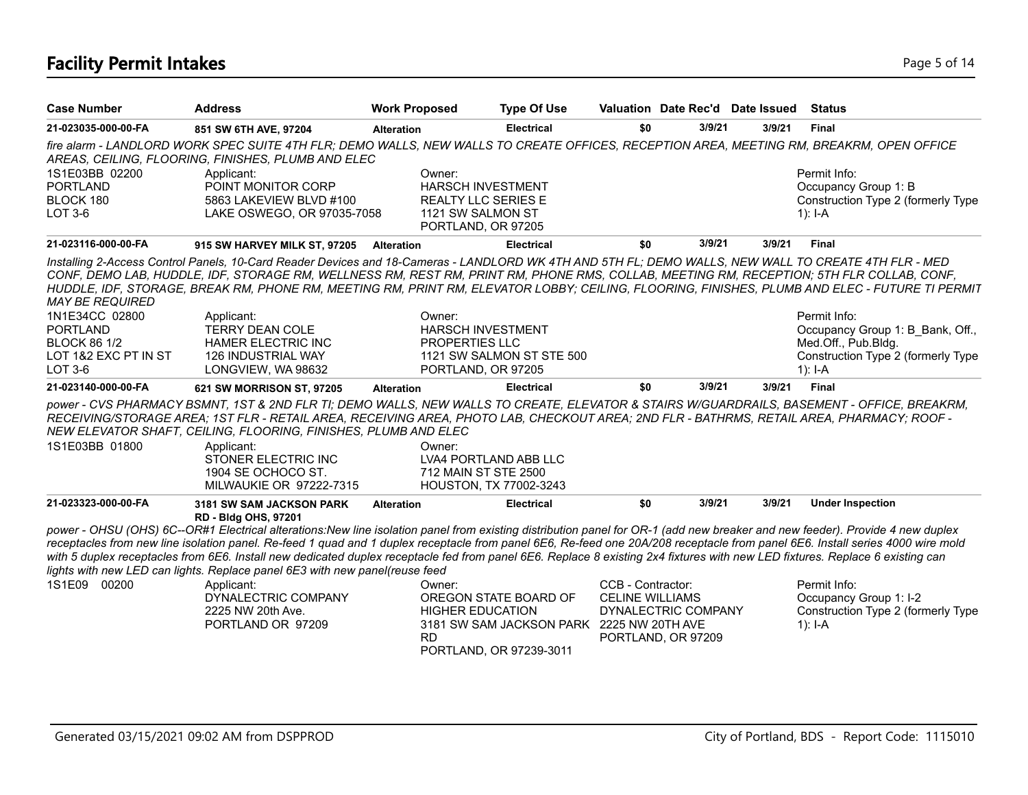# Facility Permit Intakes

| Case Number | Address | Work Proposed | Type Of Use | Valuation | Date Rec'd | Date Issued | Status |
|---|---|---|---|---|---|---|---|
| **21-023035-000-00-FA** | **851 SW 6TH AVE, 97204** | **Alteration** | **Electrical** | **$0** | **3/9/21** | **3/9/21** | **Final** |

*fire alarm - LANDLORD WORK SPEC SUITE 4TH FLR; DEMO WALLS, NEW WALLS TO CREATE OFFICES, RECEPTION AREA, MEETING RM, BREAKRM, OPEN OFFICE AREAS, CEILING, FLOORING, FINISHES, PLUMB AND ELEC*

1S1E03BB 02200
PORTLAND
BLOCK 180
LOT 3-6

Applicant:
POINT MONITOR CORP
5863 LAKEVIEW BLVD #100
LAKE OSWEGO, OR 97035-7058

Owner:
HARSCH INVESTMENT
REALTY LLC SERIES E
1121 SW SALMON ST
PORTLAND, OR 97205

Permit Info:
Occupancy Group 1: B
Construction Type 2 (formerly Type 1): I-A

| Case Number | Address | Work Proposed | Type Of Use | Valuation | Date Rec'd | Date Issued | Status |
|---|---|---|---|---|---|---|---|
| **21-023116-000-00-FA** | **915 SW HARVEY MILK ST, 97205** | **Alteration** | **Electrical** | **$0** | **3/9/21** | **3/9/21** | **Final** |

*Installing 2-Access Control Panels, 10-Card Reader Devices and 18-Cameras - LANDLORD WK 4TH AND 5TH FL; DEMO WALLS, NEW WALL TO CREATE 4TH FLR - MED CONF, DEMO LAB, HUDDLE, IDF, STORAGE RM, WELLNESS RM, REST RM, PRINT RM, PHONE RMS, COLLAB, MEETING RM, RECEPTION; 5TH FLR COLLAB, CONF, HUDDLE, IDF, STORAGE, BREAK RM, PHONE RM, MEETING RM, PRINT RM, ELEVATOR LOBBY; CEILING, FLOORING, FINISHES, PLUMB AND ELEC - FUTURE TI PERMIT MAY BE REQUIRED*

1N1E34CC 02800
PORTLAND
BLOCK 86 1/2
LOT 1&2 EXC PT IN ST
LOT 3-6

Applicant:
TERRY DEAN COLE
HAMER ELECTRIC INC
126 INDUSTRIAL WAY
LONGVIEW, WA 98632

Owner:
HARSCH INVESTMENT
PROPERTIES LLC
1121 SW SALMON ST STE 500
PORTLAND, OR 97205

Permit Info:
Occupancy Group 1: B_Bank, Off., Med.Off., Pub.Bldg.
Construction Type 2 (formerly Type 1): I-A

| Case Number | Address | Work Proposed | Type Of Use | Valuation | Date Rec'd | Date Issued | Status |
|---|---|---|---|---|---|---|---|
| **21-023140-000-00-FA** | **621 SW MORRISON ST, 97205** | **Alteration** | **Electrical** | **$0** | **3/9/21** | **3/9/21** | **Final** |

*power - CVS PHARMACY BSMNT, 1ST & 2ND FLR TI; DEMO WALLS, NEW WALLS TO CREATE, ELEVATOR & STAIRS W/GUARDRAILS, BASEMENT - OFFICE, BREAKRM, RECEIVING/STORAGE AREA; 1ST FLR - RETAIL AREA, RECEIVING AREA, PHOTO LAB, CHECKOUT AREA; 2ND FLR - BATHRMS, RETAIL AREA, PHARMACY; ROOF - NEW ELEVATOR SHAFT, CEILING, FLOORING, FINISHES, PLUMB AND ELEC*

1S1E03BB 01800

Applicant:
STONER ELECTRIC INC
1904 SE OCHOCO ST.
MILWAUKIE OR 97222-7315

Owner:
LVA4 PORTLAND ABB LLC
712 MAIN ST STE 2500
HOUSTON, TX 77002-3243

| Case Number | Address | Work Proposed | Type Of Use | Valuation | Date Rec'd | Date Issued | Status |
|---|---|---|---|---|---|---|---|
| **21-023323-000-00-FA** | **3181 SW SAM JACKSON PARK RD - Bldg OHS, 97201** | **Alteration** | **Electrical** | **$0** | **3/9/21** | **3/9/21** | **Under Inspection** |

*power - OHSU (OHS) 6C--OR#1 Electrical alterations:New line isolation panel from existing distribution panel for OR-1 (add new breaker and new feeder). Provide 4 new duplex receptacles from new line isolation panel. Re-feed 1 quad and 1 duplex receptacle from panel 6E6, Re-feed one 20A/208 receptacle from panel 6E6. Install series 4000 wire mold with 5 duplex receptacles from 6E6. Install new dedicated duplex receptacle fed from panel 6E6. Replace 8 existing 2x4 fixtures with new LED fixtures. Replace 6 existing can lights with new LED can lights. Replace panel 6E3 with new panel(reuse feed*

1S1E09 00200

Applicant:
DYNALECTRIC COMPANY
2225 NW 20th Ave.
PORTLAND OR 97209

Owner:
OREGON STATE BOARD OF
HIGHER EDUCATION
3181 SW SAM JACKSON PARK
RD
PORTLAND, OR 97239-3011

CCB - Contractor:
CELINE WILLIAMS
DYNALECTRIC COMPANY
2225 NW 20TH AVE
PORTLAND, OR 97209

Permit Info:
Occupancy Group 1: I-2
Construction Type 2 (formerly Type 1): I-A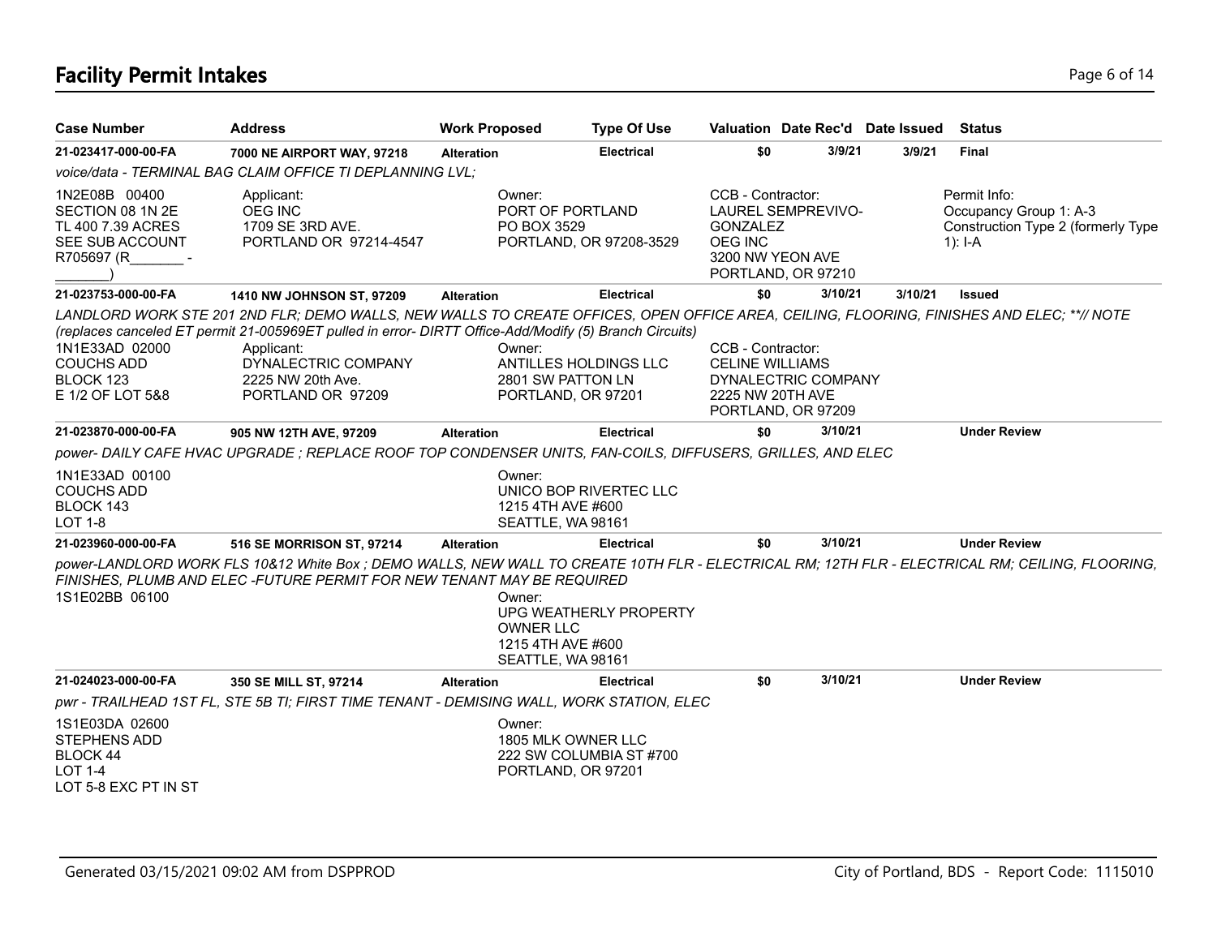# Facility Permit Intakes

| Case Number | Address | Work Proposed | Type Of Use | Valuation | Date Rec'd | Date Issued | Status |
|---|---|---|---|---|---|---|---|
| **21-023417-000-00-FA** | **7000 NE AIRPORT WAY, 97218** | **Alteration** | **Electrical** | **$0** | **3/9/21** | **3/9/21** | **Final** |

*voice/data - TERMINAL BAG CLAIM OFFICE TI DEPLANNING LVL;*

1N2E08B 00400
SECTION 08 1N 2E
TL 400 7.39 ACRES
SEE SUB ACCOUNT
R705697 (R_______ - _______)

Applicant:
OEG INC
1709 SE 3RD AVE.
PORTLAND OR 97214-4547

Owner:
PORT OF PORTLAND
PO BOX 3529
PORTLAND, OR 97208-3529

CCB - Contractor:
LAUREL SEMPREVIVO-GONZALEZ
OEG INC
3200 NW YEON AVE
PORTLAND, OR 97210

Permit Info:
Occupancy Group 1: A-3
Construction Type 2 (formerly Type 1): I-A

| Case Number | Address | Work Proposed | Type Of Use | Valuation | Date Rec'd | Date Issued | Status |
|---|---|---|---|---|---|---|---|
| **21-023753-000-00-FA** | **1410 NW JOHNSON ST, 97209** | **Alteration** | **Electrical** | **$0** | **3/10/21** | **3/10/21** | **Issued** |

*LANDLORD WORK STE 201 2ND FLR; DEMO WALLS, NEW WALLS TO CREATE OFFICES, OPEN OFFICE AREA, CEILING, FLOORING, FINISHES AND ELEC; **// NOTE (replaces canceled ET permit 21-005969ET pulled in error- DIRTT Office-Add/Modify (5) Branch Circuits)*

1N1E33AD 02000
COUCHS ADD
BLOCK 123
E 1/2 OF LOT 5&8

Applicant:
DYNALECTRIC COMPANY
2225 NW 20th Ave.
PORTLAND OR 97209

Owner:
ANTILLES HOLDINGS LLC
2801 SW PATTON LN
PORTLAND, OR 97201

CCB - Contractor:
CELINE WILLIAMS
DYNALECTRIC COMPANY
2225 NW 20TH AVE
PORTLAND, OR 97209

| Case Number | Address | Work Proposed | Type Of Use | Valuation | Date Rec'd | Date Issued | Status |
|---|---|---|---|---|---|---|---|
| **21-023870-000-00-FA** | **905 NW 12TH AVE, 97209** | **Alteration** | **Electrical** | **$0** | **3/10/21** | | **Under Review** |

*power- DAILY CAFE HVAC UPGRADE ; REPLACE ROOF TOP CONDENSER UNITS, FAN-COILS, DIFFUSERS, GRILLES, AND ELEC*

1N1E33AD 00100
COUCHS ADD
BLOCK 143
LOT 1-8

Owner:
UNICO BOP RIVERTEC LLC
1215 4TH AVE #600
SEATTLE, WA 98161

| Case Number | Address | Work Proposed | Type Of Use | Valuation | Date Rec'd | Date Issued | Status |
|---|---|---|---|---|---|---|---|
| **21-023960-000-00-FA** | **516 SE MORRISON ST, 97214** | **Alteration** | **Electrical** | **$0** | **3/10/21** | | **Under Review** |

*power-LANDLORD WORK FLS 10&12 White Box ; DEMO WALLS, NEW WALL TO CREATE 10TH FLR - ELECTRICAL RM; 12TH FLR - ELECTRICAL RM; CEILING, FLOORING, FINISHES, PLUMB AND ELEC -FUTURE PERMIT FOR NEW TENANT MAY BE REQUIRED*

1S1E02BB 06100

Owner:
UPG WEATHERLY PROPERTY OWNER LLC
1215 4TH AVE #600
SEATTLE, WA 98161

| Case Number | Address | Work Proposed | Type Of Use | Valuation | Date Rec'd | Date Issued | Status |
|---|---|---|---|---|---|---|---|
| **21-024023-000-00-FA** | **350 SE MILL ST, 97214** | **Alteration** | **Electrical** | **$0** | **3/10/21** | | **Under Review** |

*pwr - TRAILHEAD 1ST FL, STE 5B TI; FIRST TIME TENANT - DEMISING WALL, WORK STATION, ELEC*

1S1E03DA 02600
STEPHENS ADD
BLOCK 44
LOT 1-4
LOT 5-8 EXC PT IN ST

Owner:
1805 MLK OWNER LLC
222 SW COLUMBIA ST #700
PORTLAND, OR 97201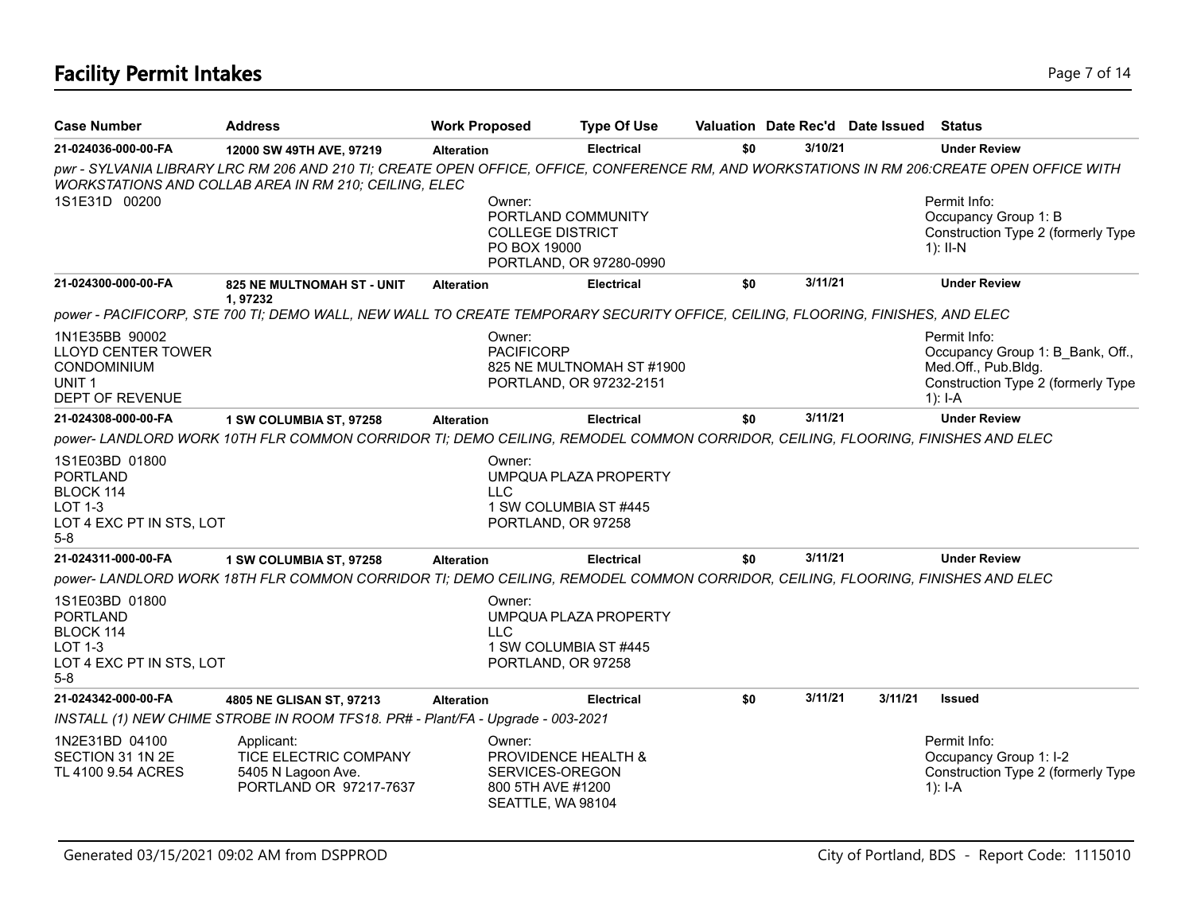## Facility Permit Intakes

| Case Number | Address | Work Proposed | Type Of Use | Valuation | Date Rec'd | Date Issued | Status |
|---|---|---|---|---|---|---|---|
| **21-024036-000-00-FA** | **12000 SW 49TH AVE, 97219** | **Alteration** | **Electrical** | **$0** | **3/10/21** | | **Under Review** |

*pwr - SYLVANIA LIBRARY LRC RM 206 AND 210 TI; CREATE OPEN OFFICE, OFFICE, CONFERENCE RM, AND WORKSTATIONS IN RM 206:CREATE OPEN OFFICE WITH WORKSTATIONS AND COLLAB AREA IN RM 210; CEILING, ELEC*

1S1E31D 00200

Owner:
PORTLAND COMMUNITY COLLEGE DISTRICT
PO BOX 19000
PORTLAND, OR 97280-0990

Permit Info:
Occupancy Group 1: B
Construction Type 2 (formerly Type 1): II-N

| Case Number | Address | Work Proposed | Type Of Use | Valuation | Date Rec'd | Date Issued | Status |
|---|---|---|---|---|---|---|---|
| **21-024300-000-00-FA** | **825 NE MULTNOMAH ST - UNIT 1, 97232** | **Alteration** | **Electrical** | **$0** | **3/11/21** | | **Under Review** |

*power - PACIFICORP, STE 700 TI; DEMO WALL, NEW WALL TO CREATE TEMPORARY SECURITY OFFICE, CEILING, FLOORING, FINISHES, AND ELEC*

1N1E35BB 90002
LLOYD CENTER TOWER CONDOMINIUM
UNIT 1
DEPT OF REVENUE

Owner:
PACIFICORP
825 NE MULTNOMAH ST #1900
PORTLAND, OR 97232-2151

Permit Info:
Occupancy Group 1: B_Bank, Off., Med.Off., Pub.Bldg.
Construction Type 2 (formerly Type 1): I-A

| Case Number | Address | Work Proposed | Type Of Use | Valuation | Date Rec'd | Date Issued | Status |
|---|---|---|---|---|---|---|---|
| **21-024308-000-00-FA** | **1 SW COLUMBIA ST, 97258** | **Alteration** | **Electrical** | **$0** | **3/11/21** | | **Under Review** |

*power- LANDLORD WORK 10TH FLR COMMON CORRIDOR TI; DEMO CEILING, REMODEL COMMON CORRIDOR, CEILING, FLOORING, FINISHES AND ELEC*

1S1E03BD 01800
PORTLAND
BLOCK 114
LOT 1-3
LOT 4 EXC PT IN STS, LOT 5-8

Owner:
UMPQUA PLAZA PROPERTY LLC
1 SW COLUMBIA ST #445
PORTLAND, OR 97258

| Case Number | Address | Work Proposed | Type Of Use | Valuation | Date Rec'd | Date Issued | Status |
|---|---|---|---|---|---|---|---|
| **21-024311-000-00-FA** | **1 SW COLUMBIA ST, 97258** | **Alteration** | **Electrical** | **$0** | **3/11/21** | | **Under Review** |

*power- LANDLORD WORK 18TH FLR COMMON CORRIDOR TI; DEMO CEILING, REMODEL COMMON CORRIDOR, CEILING, FLOORING, FINISHES AND ELEC*

1S1E03BD 01800
PORTLAND
BLOCK 114
LOT 1-3
LOT 4 EXC PT IN STS, LOT 5-8

Owner:
UMPQUA PLAZA PROPERTY LLC
1 SW COLUMBIA ST #445
PORTLAND, OR 97258

| Case Number | Address | Work Proposed | Type Of Use | Valuation | Date Rec'd | Date Issued | Status |
|---|---|---|---|---|---|---|---|
| **21-024342-000-00-FA** | **4805 NE GLISAN ST, 97213** | **Alteration** | **Electrical** | **$0** | **3/11/21** | **3/11/21** | **Issued** |

*INSTALL (1) NEW CHIME STROBE IN ROOM TFS18. PR# - Plant/FA - Upgrade - 003-2021*

1N2E31BD 04100
SECTION 31 1N 2E
TL 4100 9.54 ACRES

Applicant:
TICE ELECTRIC COMPANY
5405 N Lagoon Ave.
PORTLAND OR 97217-7637

Owner:
PROVIDENCE HEALTH & SERVICES-OREGON
800 5TH AVE #1200
SEATTLE, WA 98104

Permit Info:
Occupancy Group 1: I-2
Construction Type 2 (formerly Type 1): I-A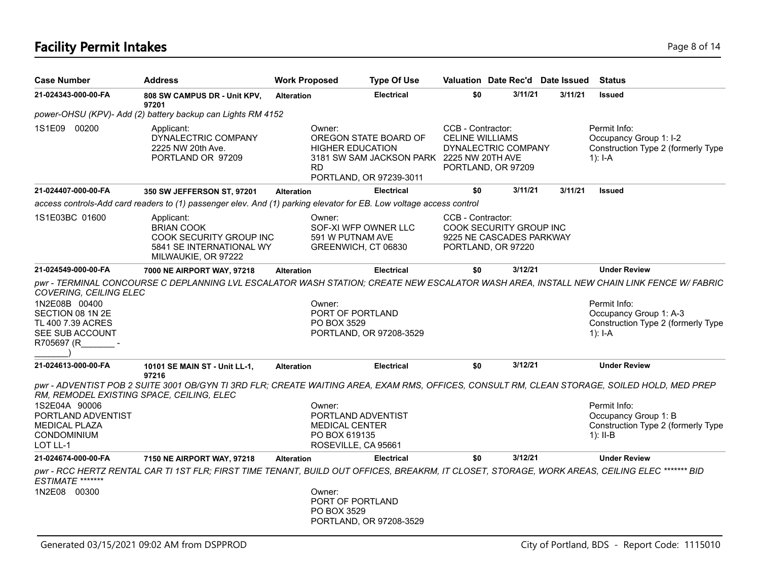# Facility Permit Intakes

| Case Number | Address | Work Proposed | Type Of Use | Valuation | Date Rec'd | Date Issued | Status |
|---|---|---|---|---|---|---|---|
| 21-024343-000-00-FA | 808 SW CAMPUS DR - Unit KPV, 97201 | Alteration | Electrical | $0 | 3/11/21 | 3/11/21 | Issued |

*power-OHSU (KPV)- Add (2) battery backup can Lights RM 4152*

1S1E09 00200

Applicant:
DYNALECTRIC COMPANY
2225 NW 20th Ave.
PORTLAND OR 97209

Owner:
OREGON STATE BOARD OF HIGHER EDUCATION
3181 SW SAM JACKSON PARK RD
PORTLAND, OR 97239-3011

CCB - Contractor:
CELINE WILLIAMS
DYNALECTRIC COMPANY
2225 NW 20TH AVE
PORTLAND, OR 97209

Permit Info:
Occupancy Group 1: I-2
Construction Type 2 (formerly Type 1): I-A

| Case Number | Address | Work Proposed | Type Of Use | Valuation | Date Rec'd | Date Issued | Status |
|---|---|---|---|---|---|---|---|
| 21-024407-000-00-FA | 350 SW JEFFERSON ST, 97201 | Alteration | Electrical | $0 | 3/11/21 | 3/11/21 | Issued |

*access controls-Add card readers to (1) passenger elev. And (1) parking elevator for EB. Low voltage access control*

1S1E03BC 01600

Applicant:
BRIAN COOK
COOK SECURITY GROUP INC
5841 SE INTERNATIONAL WY
MILWAUKIE, OR 97222

Owner:
SOF-XI WFP OWNER LLC
591 W PUTNAM AVE
GREENWICH, CT 06830

CCB - Contractor:
COOK SECURITY GROUP INC
9225 NE CASCADES PARKWAY
PORTLAND, OR 97220

| Case Number | Address | Work Proposed | Type Of Use | Valuation | Date Rec'd | Date Issued | Status |
|---|---|---|---|---|---|---|---|
| 21-024549-000-00-FA | 7000 NE AIRPORT WAY, 97218 | Alteration | Electrical | $0 | 3/12/21 | | Under Review |

*pwr - TERMINAL CONCOURSE C DEPLANNING LVL ESCALATOR WASH STATION; CREATE NEW ESCALATOR WASH AREA, INSTALL NEW CHAIN LINK FENCE W/ FABRIC COVERING, CEILING ELEC*

1N2E08B 00400
SECTION 08 1N 2E
TL 400 7.39 ACRES
SEE SUB ACCOUNT
R705697 (R_______-_______)

Owner:
PORT OF PORTLAND
PO BOX 3529
PORTLAND, OR 97208-3529

Permit Info:
Occupancy Group 1: A-3
Construction Type 2 (formerly Type 1): I-A

| Case Number | Address | Work Proposed | Type Of Use | Valuation | Date Rec'd | Date Issued | Status |
|---|---|---|---|---|---|---|---|
| 21-024613-000-00-FA | 10101 SE MAIN ST - Unit LL-1, 97216 | Alteration | Electrical | $0 | 3/12/21 | | Under Review |

*pwr - ADVENTIST POB 2 SUITE 3001 OB/GYN TI 3RD FLR; CREATE WAITING AREA, EXAM RMS, OFFICES, CONSULT RM, CLEAN STORAGE, SOILED HOLD, MED PREP RM, REMODEL EXISTING SPACE, CEILING, ELEC*

1S2E04A 90006
PORTLAND ADVENTIST
MEDICAL PLAZA
CONDOMINIUM
LOT LL-1

Owner:
PORTLAND ADVENTIST MEDICAL CENTER
PO BOX 619135
ROSEVILLE, CA 95661

Permit Info:
Occupancy Group 1: B
Construction Type 2 (formerly Type 1): II-B

| Case Number | Address | Work Proposed | Type Of Use | Valuation | Date Rec'd | Date Issued | Status |
|---|---|---|---|---|---|---|---|
| 21-024674-000-00-FA | 7150 NE AIRPORT WAY, 97218 | Alteration | Electrical | $0 | 3/12/21 | | Under Review |

*pwr - RCC HERTZ RENTAL CAR TI 1ST FLR; FIRST TIME TENANT, BUILD OUT OFFICES, BREAKRM, IT CLOSET, STORAGE, WORK AREAS, CEILING ELEC ******* BID ESTIMATE ********

1N2E08 00300

Owner:
PORT OF PORTLAND
PO BOX 3529
PORTLAND, OR 97208-3529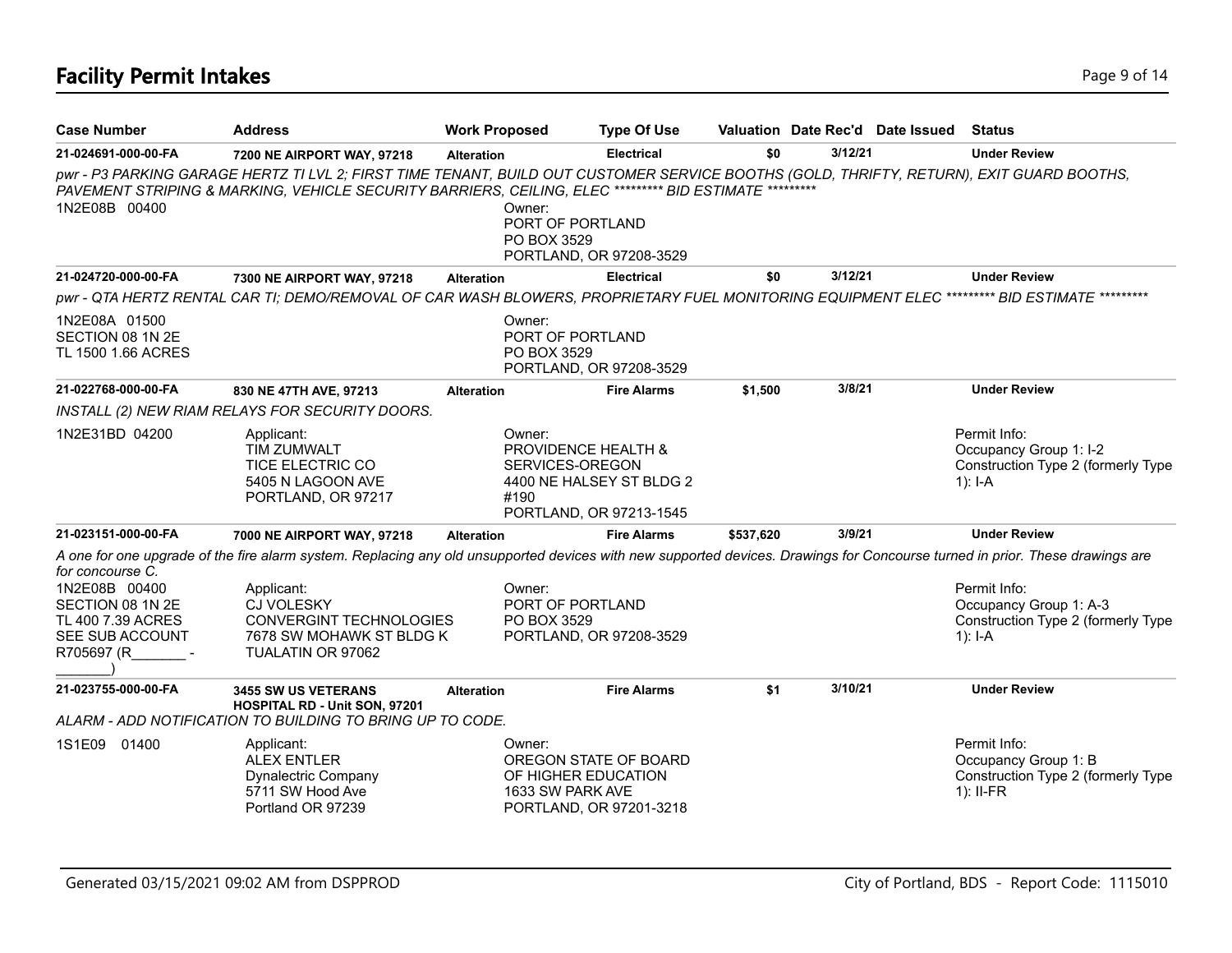# Facility Permit Intakes

| Case Number | Address | Work Proposed | Type Of Use | Valuation | Date Rec'd | Date Issued | Status |
|---|---|---|---|---|---|---|---|
| 21-024691-000-00-FA | 7200 NE AIRPORT WAY, 97218 | Alteration | Electrical | $0 | 3/12/21 | | Under Review |

*pwr - P3 PARKING GARAGE HERTZ TI LVL 2; FIRST TIME TENANT, BUILD OUT CUSTOMER SERVICE BOOTHS (GOLD, THRIFTY, RETURN), EXIT GUARD BOOTHS, PAVEMENT STRIPING & MARKING, VEHICLE SECURITY BARRIERS, CEILING, ELEC ********* BID ESTIMATE **********

1N2E08B 00400

Owner:
PORT OF PORTLAND
PO BOX 3529
PORTLAND, OR 97208-3529

| Case Number | Address | Work Proposed | Type Of Use | Valuation | Date Rec'd | Date Issued | Status |
|---|---|---|---|---|---|---|---|
| 21-024720-000-00-FA | 7300 NE AIRPORT WAY, 97218 | Alteration | Electrical | $0 | 3/12/21 | | Under Review |

*pwr - QTA HERTZ RENTAL CAR TI; DEMO/REMOVAL OF CAR WASH BLOWERS, PROPRIETARY FUEL MONITORING EQUIPMENT ELEC ********* BID ESTIMATE **********

1N2E08A 01500
SECTION 08 1N 2E
TL 1500 1.66 ACRES

Owner:
PORT OF PORTLAND
PO BOX 3529
PORTLAND, OR 97208-3529

| Case Number | Address | Work Proposed | Type Of Use | Valuation | Date Rec'd | Date Issued | Status |
|---|---|---|---|---|---|---|---|
| 21-022768-000-00-FA | 830 NE 47TH AVE, 97213 | Alteration | Fire Alarms | $1,500 | 3/8/21 | | Under Review |

*INSTALL (2) NEW RIAM RELAYS FOR SECURITY DOORS.*

1N2E31BD 04200

Applicant:
TIM ZUMWALT
TICE ELECTRIC CO
5405 N LAGOON AVE
PORTLAND, OR 97217

Owner:
PROVIDENCE HEALTH &
SERVICES-OREGON
4400 NE HALSEY ST BLDG 2
#190
PORTLAND, OR 97213-1545

Permit Info:
Occupancy Group 1: I-2
Construction Type 2 (formerly Type 1): I-A

| Case Number | Address | Work Proposed | Type Of Use | Valuation | Date Rec'd | Date Issued | Status |
|---|---|---|---|---|---|---|---|
| 21-023151-000-00-FA | 7000 NE AIRPORT WAY, 97218 | Alteration | Fire Alarms | $537,620 | 3/9/21 | | Under Review |

*A one for one upgrade of the fire alarm system. Replacing any old unsupported devices with new supported devices. Drawings for Concourse turned in prior. These drawings are for concourse C.*

1N2E08B 00400
SECTION 08 1N 2E
TL 400 7.39 ACRES
SEE SUB ACCOUNT
R705697 (R_______ - _______)

Applicant:
CJ VOLESKY
CONVERGINT TECHNOLOGIES
7678 SW MOHAWK ST BLDG K
TUALATIN OR 97062

Owner:
PORT OF PORTLAND
PO BOX 3529
PORTLAND, OR 97208-3529

Permit Info:
Occupancy Group 1: A-3
Construction Type 2 (formerly Type 1): I-A

| Case Number | Address | Work Proposed | Type Of Use | Valuation | Date Rec'd | Date Issued | Status |
|---|---|---|---|---|---|---|---|
| 21-023755-000-00-FA | 3455 SW US VETERANS HOSPITAL RD - Unit SON, 97201 | Alteration | Fire Alarms | $1 | 3/10/21 | | Under Review |

*ALARM - ADD NOTIFICATION TO BUILDING TO BRING UP TO CODE.*

1S1E09 01400

Applicant:
ALEX ENTLER
Dynalectric Company
5711 SW Hood Ave
Portland OR 97239

Owner:
OREGON STATE OF BOARD
OF HIGHER EDUCATION
1633 SW PARK AVE
PORTLAND, OR 97201-3218

Permit Info:
Occupancy Group 1: B
Construction Type 2 (formerly Type 1): II-FR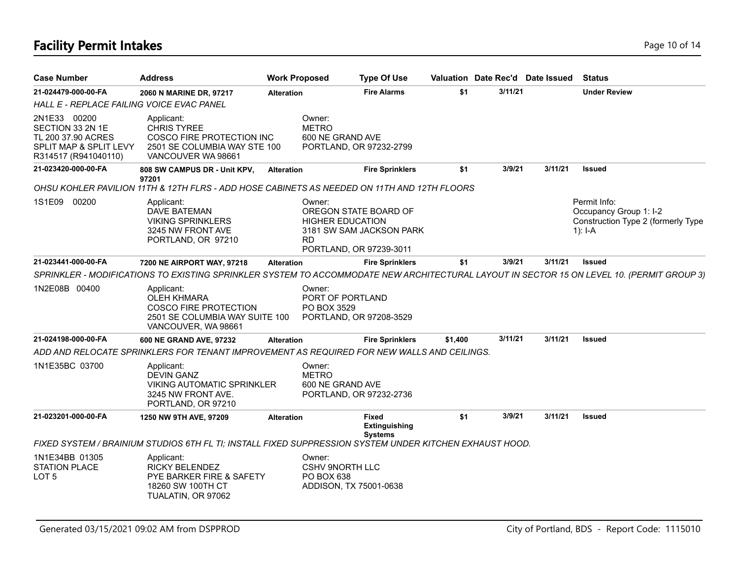## Facility Permit Intakes

| Case Number | Address | Work Proposed | Type Of Use | Valuation | Date Rec'd | Date Issued | Status |
|---|---|---|---|---|---|---|---|
| **21-024479-000-00-FA** | **2060 N MARINE DR, 97217** | **Alteration** | **Fire Alarms** | **$1** | **3/11/21** | | **Under Review** |
| *HALL E - REPLACE FAILING VOICE EVAC PANEL* | | | | | | | |
| 2N1E33 00200<br>SECTION 33 2N 1E<br>TL 200 37.90 ACRES<br>SPLIT MAP & SPLIT LEVY<br>R314517 (R941040110) | Applicant:<br>CHRIS TYREE<br>COSCO FIRE PROTECTION INC<br>2501 SE COLUMBIA WAY STE 100<br>VANCOUVER WA 98661 | Owner:<br>METRO<br>600 NE GRAND AVE<br>PORTLAND, OR 97232-2799 | | | | | |
| **21-023420-000-00-FA** | **808 SW CAMPUS DR - Unit KPV, 97201** | **Alteration** | **Fire Sprinklers** | **$1** | **3/9/21** | **3/11/21** | **Issued** |
| *OHSU KOHLER PAVILION 11TH & 12TH FLRS - ADD HOSE CABINETS AS NEEDED ON 11TH AND 12TH FLOORS* | | | | | | | |
| 1S1E09 00200 | Applicant:<br>DAVE BATEMAN<br>VIKING SPRINKLERS<br>3245 NW FRONT AVE<br>PORTLAND, OR 97210 | Owner:<br>OREGON STATE BOARD OF HIGHER EDUCATION<br>3181 SW SAM JACKSON PARK RD<br>PORTLAND, OR 97239-3011 | | | | | Permit Info:<br>Occupancy Group 1: I-2<br>Construction Type 2 (formerly Type 1): I-A |
| **21-023441-000-00-FA** | **7200 NE AIRPORT WAY, 97218** | **Alteration** | **Fire Sprinklers** | **$1** | **3/9/21** | **3/11/21** | **Issued** |
| *SPRINKLER - MODIFICATIONS TO EXISTING SPRINKLER SYSTEM TO ACCOMMODATE NEW ARCHITECTURAL LAYOUT IN SECTOR 15 ON LEVEL 10. (PERMIT GROUP 3)* | | | | | | | |
| 1N2E08B 00400 | Applicant:<br>OLEH KHMARA<br>COSCO FIRE PROTECTION<br>2501 SE COLUMBIA WAY SUITE 100<br>VANCOUVER, WA 98661 | Owner:<br>PORT OF PORTLAND<br>PO BOX 3529<br>PORTLAND, OR 97208-3529 | | | | | |
| **21-024198-000-00-FA** | **600 NE GRAND AVE, 97232** | **Alteration** | **Fire Sprinklers** | **$1,400** | **3/11/21** | **3/11/21** | **Issued** |
| *ADD AND RELOCATE SPRINKLERS FOR TENANT IMPROVEMENT AS REQUIRED FOR NEW WALLS AND CEILINGS.* | | | | | | | |
| 1N1E35BC 03700 | Applicant:<br>DEVIN GANZ<br>VIKING AUTOMATIC SPRINKLER<br>3245 NW FRONT AVE.<br>PORTLAND, OR 97210 | Owner:<br>METRO<br>600 NE GRAND AVE<br>PORTLAND, OR 97232-2736 | | | | | |
| **21-023201-000-00-FA** | **1250 NW 9TH AVE, 97209** | **Alteration** | **Fixed Extinguishing Systems** | **$1** | **3/9/21** | **3/11/21** | **Issued** |
| *FIXED SYSTEM / BRAINIUM STUDIOS 6TH FL TI; INSTALL FIXED SUPPRESSION SYSTEM UNDER KITCHEN EXHAUST HOOD.* | | | | | | | |
| 1N1E34BB 01305<br>STATION PLACE<br>LOT 5 | Applicant:<br>RICKY BELENDEZ<br>PYE BARKER FIRE & SAFETY<br>18260 SW 100TH CT<br>TUALATIN, OR 97062 | Owner:<br>CSHV 9NORTH LLC<br>PO BOX 638<br>ADDISON, TX 75001-0638 | | | | | |

Generated 03/15/2021 09:02 AM from DSPPROD

City of Portland, BDS - Report Code: 1115010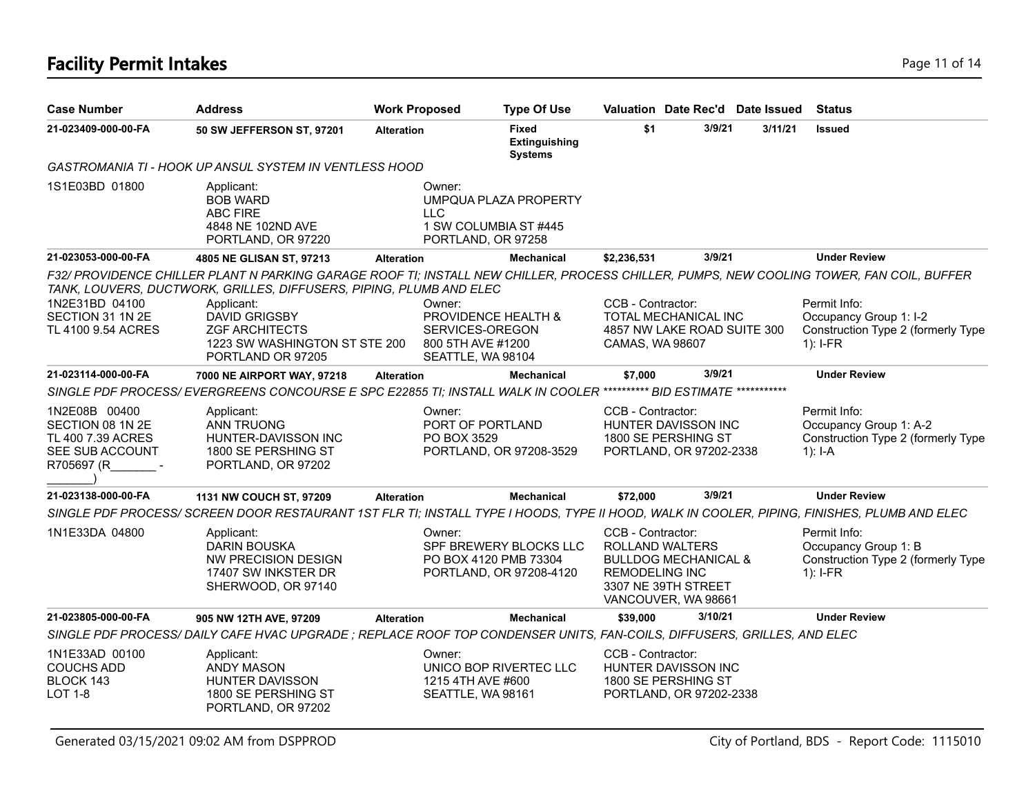# Facility Permit Intakes

| Case Number | Address | Work Proposed | Type Of Use | Valuation | Date Rec'd | Date Issued | Status |
|---|---|---|---|---|---|---|---|
| **21-023409-000-00-FA** | **50 SW JEFFERSON ST, 97201** | **Alteration** | **Fixed Extinguishing Systems** | **$1** | **3/9/21** | **3/11/21** | **Issued** |

*GASTROMANIA TI - HOOK UP ANSUL SYSTEM IN VENTLESS HOOD*

1S1E03BD 01800

Applicant:
BOB WARD
ABC FIRE
4848 NE 102ND AVE
PORTLAND, OR 97220

Owner:
UMPQUA PLAZA PROPERTY LLC
1 SW COLUMBIA ST #445
PORTLAND, OR 97258

---

| Case Number | Address | Work Proposed | Type Of Use | Valuation | Date Rec'd | Date Issued | Status |
|---|---|---|---|---|---|---|---|
| **21-023053-000-00-FA** | **4805 NE GLISAN ST, 97213** | **Alteration** | **Mechanical** | **$2,236,531** | **3/9/21** | | **Under Review** |

*F32/ PROVIDENCE CHILLER PLANT N PARKING GARAGE ROOF TI; INSTALL NEW CHILLER, PROCESS CHILLER, PUMPS, NEW COOLING TOWER, FAN COIL, BUFFER TANK, LOUVERS, DUCTWORK, GRILLES, DIFFUSERS, PIPING, PLUMB AND ELEC*

1N2E31BD 04100
SECTION 31 1N 2E
TL 4100 9.54 ACRES

Applicant:
DAVID GRIGSBY
ZGF ARCHITECTS
1223 SW WASHINGTON ST STE 200
PORTLAND OR 97205

Owner:
PROVIDENCE HEALTH & SERVICES-OREGON
800 5TH AVE #1200
SEATTLE, WA 98104

CCB - Contractor:
TOTAL MECHANICAL INC
4857 NW LAKE ROAD SUITE 300
CAMAS, WA 98607

Permit Info:
Occupancy Group 1: I-2
Construction Type 2 (formerly Type 1): I-FR

---

| Case Number | Address | Work Proposed | Type Of Use | Valuation | Date Rec'd | Date Issued | Status |
|---|---|---|---|---|---|---|---|
| **21-023114-000-00-FA** | **7000 NE AIRPORT WAY, 97218** | **Alteration** | **Mechanical** | **$7,000** | **3/9/21** | | **Under Review** |

*SINGLE PDF PROCESS/ EVERGREENS CONCOURSE E SPC E22855 TI; INSTALL WALK IN COOLER \*\*\*\*\*\*\*\*\*\* BID ESTIMATE \*\*\*\*\*\*\*\*\*\*\**

1N2E08B 00400
SECTION 08 1N 2E
TL 400 7.39 ACRES
SEE SUB ACCOUNT
R705697 (R_______ - _______)

Applicant:
ANN TRUONG
HUNTER-DAVISSON INC
1800 SE PERSHING ST
PORTLAND, OR 97202

Owner:
PORT OF PORTLAND
PO BOX 3529
PORTLAND, OR 97208-3529

CCB - Contractor:
HUNTER DAVISSON INC
1800 SE PERSHING ST
PORTLAND, OR 97202-2338

Permit Info:
Occupancy Group 1: A-2
Construction Type 2 (formerly Type 1): I-A

---

| Case Number | Address | Work Proposed | Type Of Use | Valuation | Date Rec'd | Date Issued | Status |
|---|---|---|---|---|---|---|---|
| **21-023138-000-00-FA** | **1131 NW COUCH ST, 97209** | **Alteration** | **Mechanical** | **$72,000** | **3/9/21** | | **Under Review** |

*SINGLE PDF PROCESS/ SCREEN DOOR RESTAURANT 1ST FLR TI; INSTALL TYPE I HOODS, TYPE II HOOD, WALK IN COOLER, PIPING, FINISHES, PLUMB AND ELEC*

1N1E33DA 04800

Applicant:
DARIN BOUSKA
NW PRECISION DESIGN
17407 SW INKSTER DR
SHERWOOD, OR 97140

Owner:
SPF BREWERY BLOCKS LLC
PO BOX 4120 PMB 73304
PORTLAND, OR 97208-4120

CCB - Contractor:
ROLLAND WALTERS
BULLDOG MECHANICAL & REMODELING INC
3307 NE 39TH STREET
VANCOUVER, WA 98661

Permit Info:
Occupancy Group 1: B
Construction Type 2 (formerly Type 1): I-FR

---

| Case Number | Address | Work Proposed | Type Of Use | Valuation | Date Rec'd | Date Issued | Status |
|---|---|---|---|---|---|---|---|
| **21-023805-000-00-FA** | **905 NW 12TH AVE, 97209** | **Alteration** | **Mechanical** | **$39,000** | **3/10/21** | | **Under Review** |

*SINGLE PDF PROCESS/ DAILY CAFE HVAC UPGRADE ; REPLACE ROOF TOP CONDENSER UNITS, FAN-COILS, DIFFUSERS, GRILLES, AND ELEC*

1N1E33AD 00100
COUCHS ADD
BLOCK 143
LOT 1-8

Applicant:
ANDY MASON
HUNTER DAVISSON
1800 SE PERSHING ST
PORTLAND, OR 97202

Owner:
UNICO BOP RIVERTEC LLC
1215 4TH AVE #600
SEATTLE, WA 98161

CCB - Contractor:
HUNTER DAVISSON INC
1800 SE PERSHING ST
PORTLAND, OR 97202-2338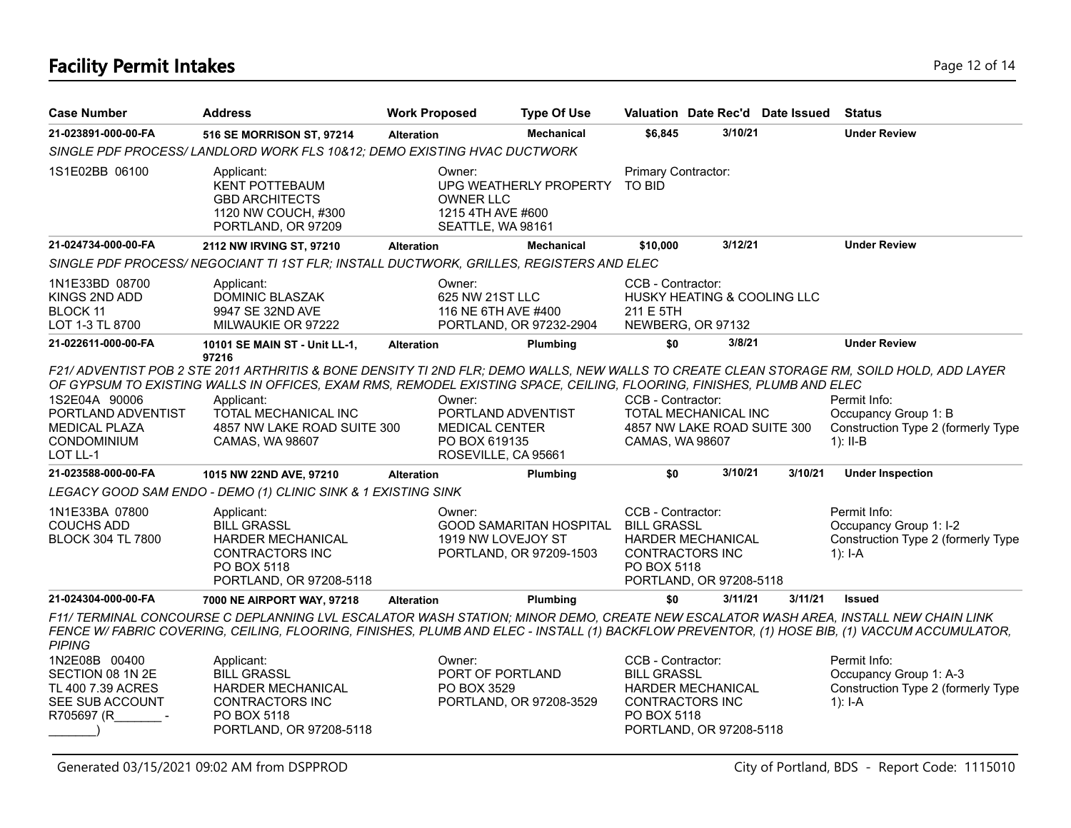## Facility Permit Intakes

| Case Number | Address | Work Proposed | Type Of Use | Valuation | Date Rec'd | Date Issued | Status |
|---|---|---|---|---|---|---|---|
| **21-023891-000-00-FA** | **516 SE MORRISON ST, 97214** | **Alteration** | **Mechanical** | **$6,845** | **3/10/21** | | **Under Review** |
| *SINGLE PDF PROCESS/ LANDLORD WORK FLS 10&12; DEMO EXISTING HVAC DUCTWORK* | | | | | | | |
| 1S1E02BB 06100 | Applicant: KENT POTTEBAUM GBD ARCHITECTS 1120 NW COUCH, #300 PORTLAND, OR 97209 | Owner: UPG WEATHERLY PROPERTY OWNER LLC 1215 4TH AVE #600 SEATTLE, WA 98161 | | Primary Contractor: TO BID | | | |
| **21-024734-000-00-FA** | **2112 NW IRVING ST, 97210** | **Alteration** | **Mechanical** | **$10,000** | **3/12/21** | | **Under Review** |
| *SINGLE PDF PROCESS/ NEGOCIANT TI 1ST FLR; INSTALL DUCTWORK, GRILLES, REGISTERS AND ELEC* | | | | | | | |
| 1N1E33BD 08700 KINGS 2ND ADD BLOCK 11 LOT 1-3 TL 8700 | Applicant: DOMINIC BLASZAK 9947 SE 32ND AVE MILWAUKIE OR 97222 | Owner: 625 NW 21ST LLC 116 NE 6TH AVE #400 PORTLAND, OR 97232-2904 | | CCB - Contractor: HUSKY HEATING & COOLING LLC 211 E 5TH NEWBERG, OR 97132 | | | |
| **21-022611-000-00-FA** | **10101 SE MAIN ST - Unit LL-1, 97216** | **Alteration** | **Plumbing** | **$0** | **3/8/21** | | **Under Review** |
| *F21/ ADVENTIST POB 2 STE 2011 ARTHRITIS & BONE DENSITY TI 2ND FLR; DEMO WALLS, NEW WALLS TO CREATE CLEAN STORAGE RM, SOILD HOLD, ADD LAYER OF GYPSUM TO EXISTING WALLS IN OFFICES, EXAM RMS, REMODEL EXISTING SPACE, CEILING, FLOORING, FINISHES, PLUMB AND ELEC* | | | | | | | |
| 1S2E04A 90006 PORTLAND ADVENTIST MEDICAL PLAZA CONDOMINIUM LOT LL-1 | Applicant: TOTAL MECHANICAL INC 4857 NW LAKE ROAD SUITE 300 CAMAS, WA 98607 | Owner: PORTLAND ADVENTIST MEDICAL CENTER PO BOX 619135 ROSEVILLE, CA 95661 | | CCB - Contractor: TOTAL MECHANICAL INC 4857 NW LAKE ROAD SUITE 300 CAMAS, WA 98607 | | | Permit Info: Occupancy Group 1: B Construction Type 2 (formerly Type 1): II-B |
| **21-023588-000-00-FA** | **1015 NW 22ND AVE, 97210** | **Alteration** | **Plumbing** | **$0** | **3/10/21** | **3/10/21** | **Under Inspection** |
| *LEGACY GOOD SAM ENDO - DEMO (1) CLINIC SINK & 1 EXISTING SINK* | | | | | | | |
| 1N1E33BA 07800 COUCHS ADD BLOCK 304 TL 7800 | Applicant: BILL GRASSL HARDER MECHANICAL CONTRACTORS INC PO BOX 5118 PORTLAND, OR 97208-5118 | Owner: GOOD SAMARITAN HOSPITAL 1919 NW LOVEJOY ST PORTLAND, OR 97209-1503 | | CCB - Contractor: BILL GRASSL HARDER MECHANICAL CONTRACTORS INC PO BOX 5118 PORTLAND, OR 97208-5118 | | | Permit Info: Occupancy Group 1: I-2 Construction Type 2 (formerly Type 1): I-A |
| **21-024304-000-00-FA** | **7000 NE AIRPORT WAY, 97218** | **Alteration** | **Plumbing** | **$0** | **3/11/21** | **3/11/21** | **Issued** |
| *F11/ TERMINAL CONCOURSE C DEPLANNING LVL ESCALATOR WASH STATION; MINOR DEMO, CREATE NEW ESCALATOR WASH AREA, INSTALL NEW CHAIN LINK FENCE W/ FABRIC COVERING, CEILING, FLOORING, FINISHES, PLUMB AND ELEC - INSTALL (1) BACKFLOW PREVENTOR, (1) HOSE BIB, (1) VACCUM ACCUMULATOR, PIPING* | | | | | | | |
| 1N2E08B 00400 SECTION 08 1N 2E TL 400 7.39 ACRES SEE SUB ACCOUNT R705697 (R_______ - _______) | Applicant: BILL GRASSL HARDER MECHANICAL CONTRACTORS INC PO BOX 5118 PORTLAND, OR 97208-5118 | Owner: PORT OF PORTLAND PO BOX 3529 PORTLAND, OR 97208-3529 | | CCB - Contractor: BILL GRASSL HARDER MECHANICAL CONTRACTORS INC PO BOX 5118 PORTLAND, OR 97208-5118 | | | Permit Info: Occupancy Group 1: A-3 Construction Type 2 (formerly Type 1): I-A |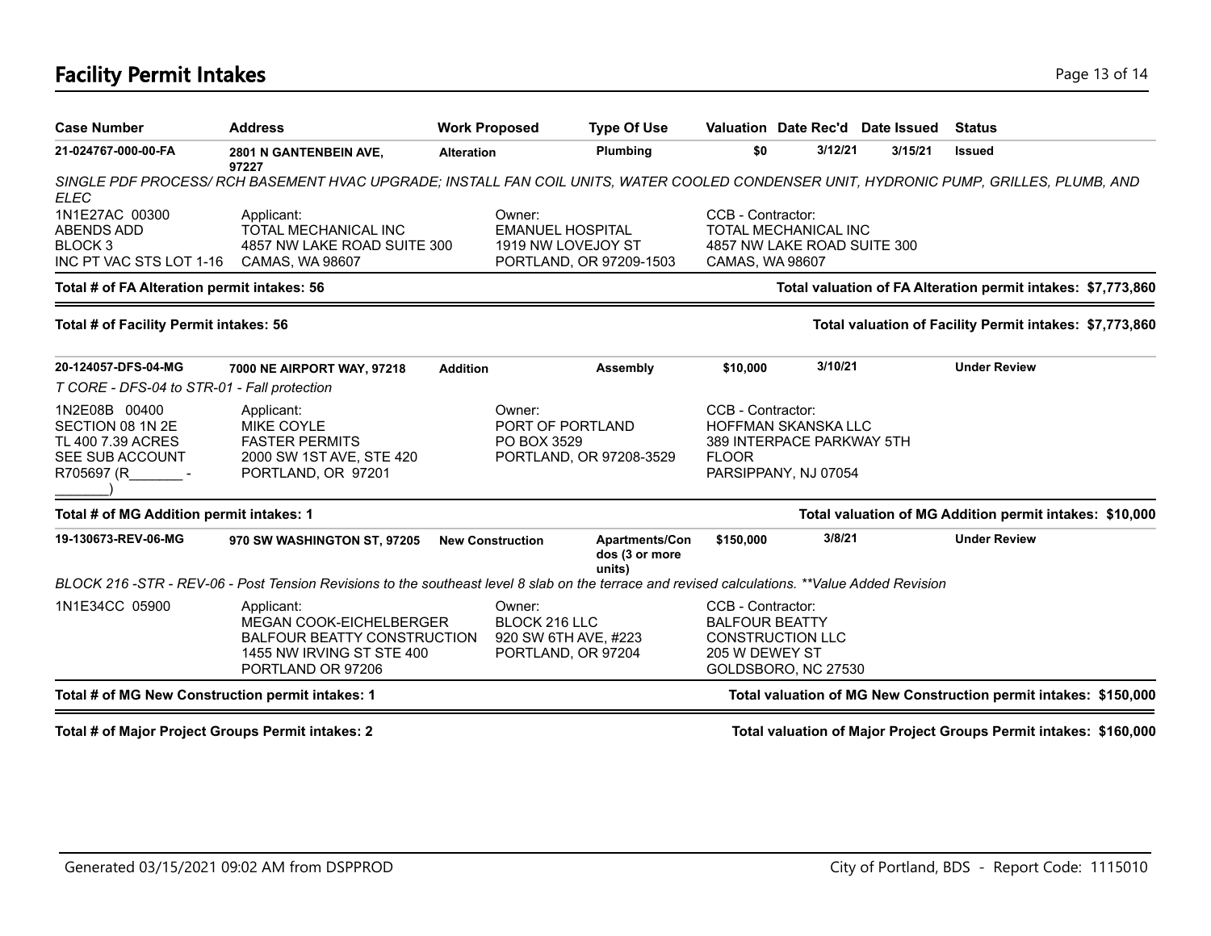# Facility Permit Intakes

| Case Number | Address | Work Proposed | Type Of Use | Valuation | Date Rec'd | Date Issued | Status |
|---|---|---|---|---|---|---|---|
| **21-024767-000-00-FA** | **2801 N GANTENBEIN AVE, 97227** | **Alteration** | **Plumbing** | **$0** | **3/12/21** | **3/15/21** | **Issued** |

*SINGLE PDF PROCESS/ RCH BASEMENT HVAC UPGRADE; INSTALL FAN COIL UNITS, WATER COOLED CONDENSER UNIT, HYDRONIC PUMP, GRILLES, PLUMB, AND ELEC*

| | | | |
|---|---|---|---|
| 1N1E27AC 00300<br>ABENDS ADD<br>BLOCK 3<br>INC PT VAC STS LOT 1-16 | Applicant:<br>TOTAL MECHANICAL INC<br>4857 NW LAKE ROAD SUITE 300<br>CAMAS, WA 98607 | Owner:<br>EMANUEL HOSPITAL<br>1919 NW LOVEJOY ST<br>PORTLAND, OR 97209-1503 | CCB - Contractor:<br>TOTAL MECHANICAL INC<br>4857 NW LAKE ROAD SUITE 300<br>CAMAS, WA 98607 |

**Total # of FA Alteration permit intakes: 56** — **Total valuation of FA Alteration permit intakes: $7,773,860**

**Total # of Facility Permit intakes: 56** — **Total valuation of Facility Permit intakes: $7,773,860**

| Case Number | Address | Work Proposed | Type Of Use | Valuation | Date Rec'd | Date Issued | Status |
|---|---|---|---|---|---|---|---|
| **20-124057-DFS-04-MG** | **7000 NE AIRPORT WAY, 97218** | **Addition** | **Assembly** | **$10,000** | **3/10/21** | | **Under Review** |

*T CORE - DFS-04 to STR-01 - Fall protection*

| | | | |
|---|---|---|---|
| 1N2E08B 00400<br>SECTION 08 1N 2E<br>TL 400 7.39 ACRES<br>SEE SUB ACCOUNT<br>R705697 (R_______ - _______) | Applicant:<br>MIKE COYLE<br>FASTER PERMITS<br>2000 SW 1ST AVE, STE 420<br>PORTLAND, OR 97201 | Owner:<br>PORT OF PORTLAND<br>PO BOX 3529<br>PORTLAND, OR 97208-3529 | CCB - Contractor:<br>HOFFMAN SKANSKA LLC<br>389 INTERPACE PARKWAY 5TH FLOOR<br>PARSIPPANY, NJ 07054 |

**Total # of MG Addition permit intakes: 1** — **Total valuation of MG Addition permit intakes: $10,000**

| Case Number | Address | Work Proposed | Type Of Use | Valuation | Date Rec'd | Date Issued | Status |
|---|---|---|---|---|---|---|---|
| **19-130673-REV-06-MG** | **970 SW WASHINGTON ST, 97205** | **New Construction** | **Apartments/Condos (3 or more units)** | **$150,000** | **3/8/21** | | **Under Review** |

*BLOCK 216 -STR - REV-06 - Post Tension Revisions to the southeast level 8 slab on the terrace and revised calculations. **Value Added Revision*

| | | | |
|---|---|---|---|
| 1N1E34CC 05900 | Applicant:<br>MEGAN COOK-EICHELBERGER<br>BALFOUR BEATTY CONSTRUCTION<br>1455 NW IRVING ST STE 400<br>PORTLAND OR 97206 | Owner:<br>BLOCK 216 LLC<br>920 SW 6TH AVE, #223<br>PORTLAND, OR 97204 | CCB - Contractor:<br>BALFOUR BEATTY CONSTRUCTION LLC<br>205 W DEWEY ST<br>GOLDSBORO, NC 27530 |

**Total # of MG New Construction permit intakes: 1** — **Total valuation of MG New Construction permit intakes: $150,000**

**Total # of Major Project Groups Permit intakes: 2** — **Total valuation of Major Project Groups Permit intakes: $160,000**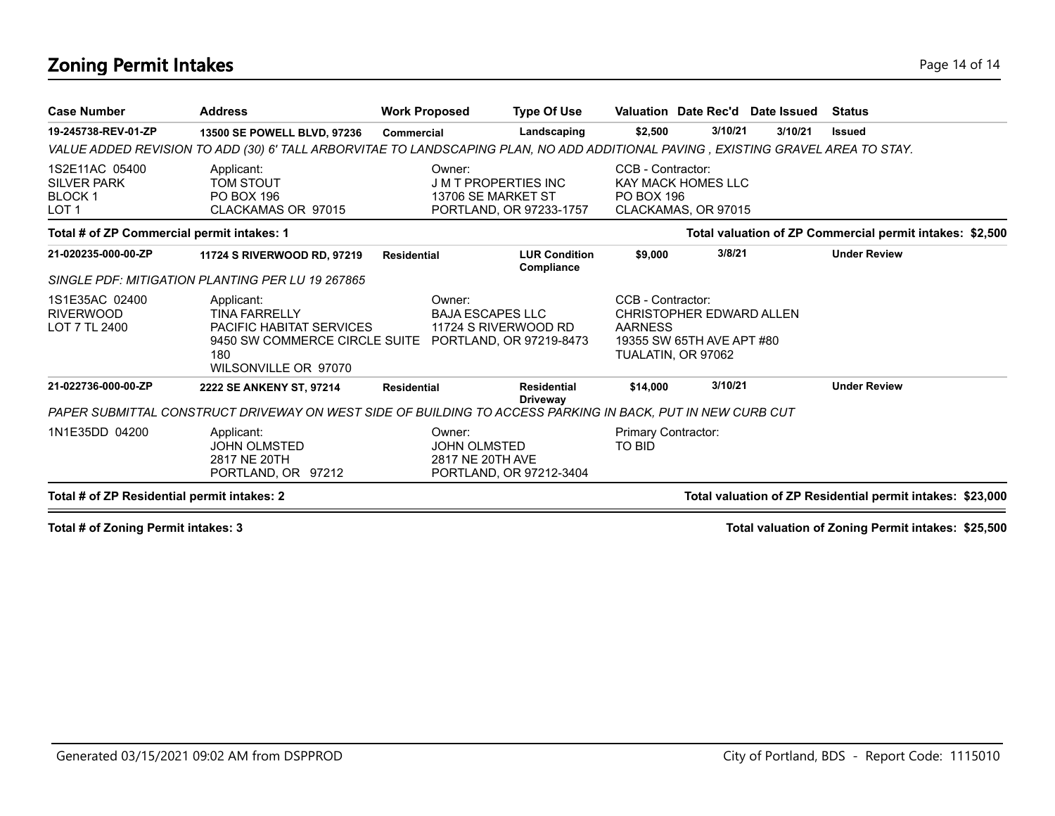# Zoning Permit Intakes

| Case Number | Address | Work Proposed | Type Of Use | Valuation | Date Rec'd | Date Issued | Status |
|---|---|---|---|---|---|---|---|
| **19-245738-REV-01-ZP** | **13500 SE POWELL BLVD, 97236** | **Commercial** | **Landscaping** | **$2,500** | **3/10/21** | **3/10/21** | **Issued** |

*VALUE ADDED REVISION TO ADD (30) 6' TALL ARBORVITAE TO LANDSCAPING PLAN, NO ADD ADDITIONAL PAVING , EXISTING GRAVEL AREA TO STAY.*

| | | | |
|---|---|---|---|
| 1S2E11AC 05400<br>SILVER PARK<br>BLOCK 1<br>LOT 1 | Applicant:<br>TOM STOUT<br>PO BOX 196<br>CLACKAMAS OR 97015 | Owner:<br>J M T PROPERTIES INC<br>13706 SE MARKET ST<br>PORTLAND, OR 97233-1757 | CCB - Contractor:<br>KAY MACK HOMES LLC<br>PO BOX 196<br>CLACKAMAS, OR 97015 |

**Total # of ZP Commercial permit intakes: 1** — **Total valuation of ZP Commercial permit intakes: $2,500**

| Case Number | Address | Work Proposed | Type Of Use | Valuation | Date Rec'd | Date Issued | Status |
|---|---|---|---|---|---|---|---|
| **21-020235-000-00-ZP** | **11724 S RIVERWOOD RD, 97219** | **Residential** | **LUR Condition Compliance** | **$9,000** | **3/8/21** | | **Under Review** |

*SINGLE PDF: MITIGATION PLANTING PER LU 19 267865*

| | | | |
|---|---|---|---|
| 1S1E35AC 02400<br>RIVERWOOD<br>LOT 7 TL 2400 | Applicant:<br>TINA FARRELLY<br>PACIFIC HABITAT SERVICES<br>9450 SW COMMERCE CIRCLE SUITE 180<br>WILSONVILLE OR 97070 | Owner:<br>BAJA ESCAPES LLC<br>11724 S RIVERWOOD RD<br>PORTLAND, OR 97219-8473 | CCB - Contractor:<br>CHRISTOPHER EDWARD ALLEN AARNESS<br>19355 SW 65TH AVE APT #80<br>TUALATIN, OR 97062 |

| Case Number | Address | Work Proposed | Type Of Use | Valuation | Date Rec'd | Date Issued | Status |
|---|---|---|---|---|---|---|---|
| **21-022736-000-00-ZP** | **2222 SE ANKENY ST, 97214** | **Residential** | **Residential Driveway** | **$14,000** | **3/10/21** | | **Under Review** |

*PAPER SUBMITTAL CONSTRUCT DRIVEWAY ON WEST SIDE OF BUILDING TO ACCESS PARKING IN BACK, PUT IN NEW CURB CUT*

| | | | |
|---|---|---|---|
| 1N1E35DD 04200 | Applicant:<br>JOHN OLMSTED<br>2817 NE 20TH<br>PORTLAND, OR 97212 | Owner:<br>JOHN OLMSTED<br>2817 NE 20TH AVE<br>PORTLAND, OR 97212-3404 | Primary Contractor:<br>TO BID |

**Total # of ZP Residential permit intakes: 2** — **Total valuation of ZP Residential permit intakes: $23,000**

**Total # of Zoning Permit intakes: 3** — **Total valuation of Zoning Permit intakes: $25,500**